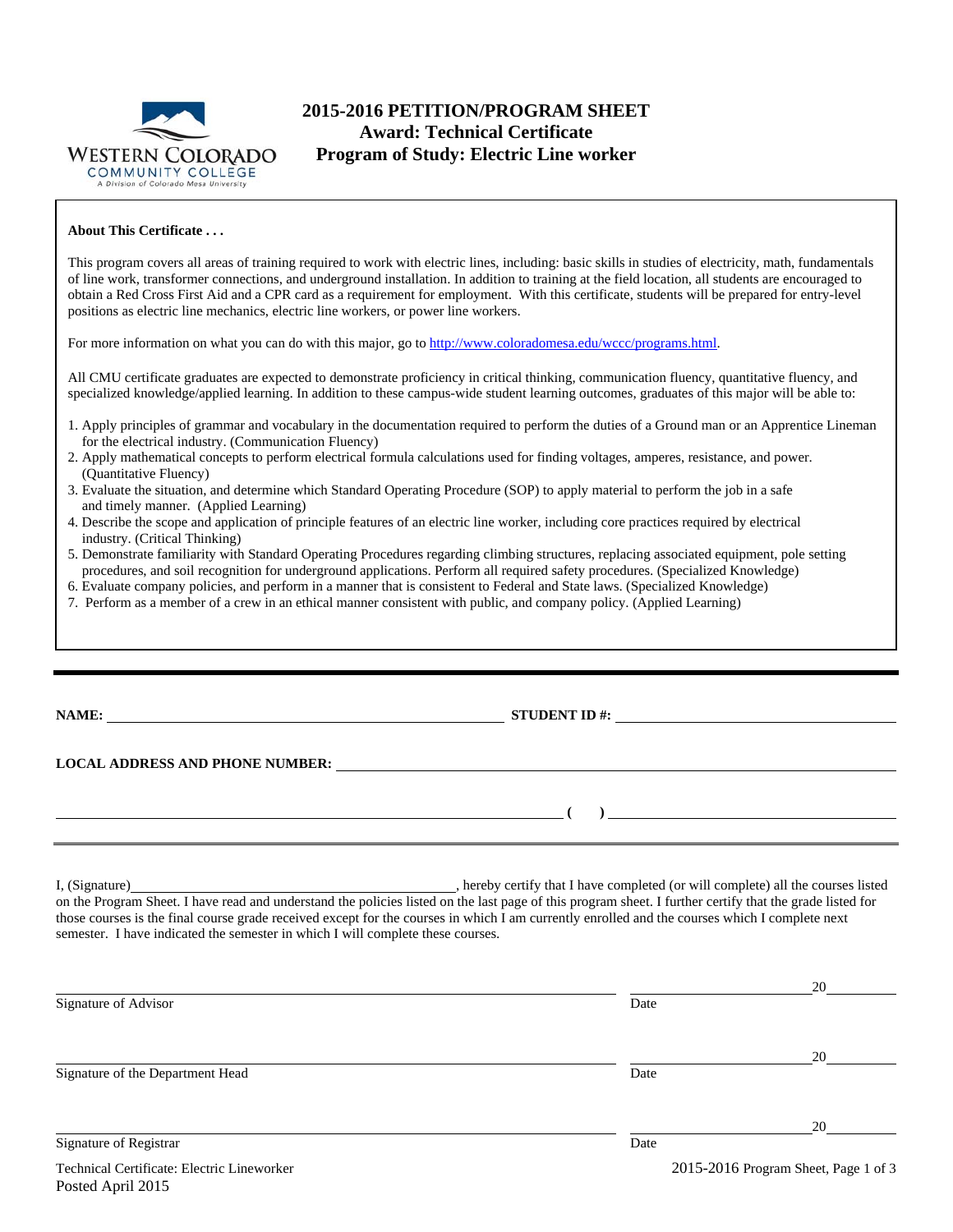# 2015-2016 PETITION/PROGRAM SHEET
## Award: Technical Certificate
## Program of Study: Electric Line worker

**About This Certificate . . .**

This program covers all areas of training required to work with electric lines, including: basic skills in studies of electricity, math, fundamentals of line work, transformer connections, and underground installation. In addition to training at the field location, all students are encouraged to obtain a Red Cross First Aid and a CPR card as a requirement for employment. With this certificate, students will be prepared for entry-level positions as electric line mechanics, electric line workers, or power line workers.

For more information on what you can do with this major, go to http://www.coloradomesa.edu/wccc/programs.html.

All CMU certificate graduates are expected to demonstrate proficiency in critical thinking, communication fluency, quantitative fluency, and specialized knowledge/applied learning. In addition to these campus-wide student learning outcomes, graduates of this major will be able to:

1. Apply principles of grammar and vocabulary in the documentation required to perform the duties of a Ground man or an Apprentice Lineman for the electrical industry. (Communication Fluency)
2. Apply mathematical concepts to perform electrical formula calculations used for finding voltages, amperes, resistance, and power. (Quantitative Fluency)
3. Evaluate the situation, and determine which Standard Operating Procedure (SOP) to apply material to perform the job in a safe and timely manner. (Applied Learning)
4. Describe the scope and application of principle features of an electric line worker, including core practices required by electrical industry. (Critical Thinking)
5. Demonstrate familiarity with Standard Operating Procedures regarding climbing structures, replacing associated equipment, pole setting procedures, and soil recognition for underground applications. Perform all required safety procedures. (Specialized Knowledge)
6. Evaluate company policies, and perform in a manner that is consistent to Federal and State laws. (Specialized Knowledge)
7. Perform as a member of a crew in an ethical manner consistent with public, and company policy. (Applied Learning)

---

**NAME:** ______________________________ **STUDENT ID #:** ____________________

**LOCAL ADDRESS AND PHONE NUMBER:** ______________________________

______________________________ ( ) ____________________

I, (Signature)______________________________, hereby certify that I have completed (or will complete) all the courses listed on the Program Sheet. I have read and understand the policies listed on the last page of this program sheet. I further certify that the grade listed for those courses is the final course grade received except for the courses in which I am currently enrolled and the courses which I complete next semester. I have indicated the semester in which I will complete these courses.

______________________________ ____________________20______
Signature of Advisor Date

______________________________ ____________________20______
Signature of the Department Head Date

______________________________ ____________________20______
Signature of Registrar Date

Technical Certificate: Electric Lineworker
Posted April 2015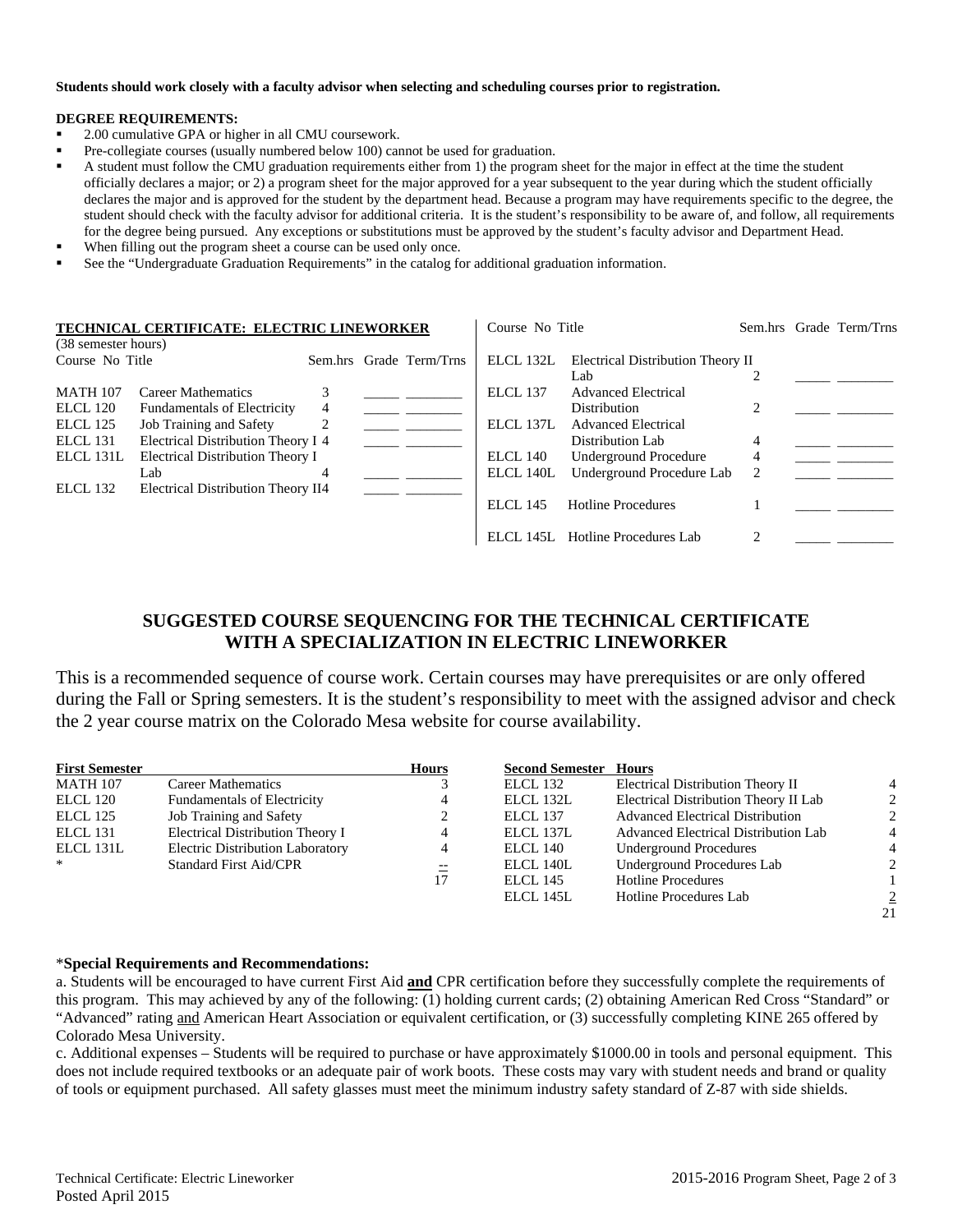**Students should work closely with a faculty advisor when selecting and scheduling courses prior to registration.**

**DEGREE REQUIREMENTS:**

- 2.00 cumulative GPA or higher in all CMU coursework.
- Pre-collegiate courses (usually numbered below 100) cannot be used for graduation.
- A student must follow the CMU graduation requirements either from 1) the program sheet for the major in effect at the time the student officially declares a major; or 2) a program sheet for the major approved for a year subsequent to the year during which the student officially declares the major and is approved for the student by the department head. Because a program may have requirements specific to the degree, the student should check with the faculty advisor for additional criteria. It is the student's responsibility to be aware of, and follow, all requirements for the degree being pursued. Any exceptions or substitutions must be approved by the student's faculty advisor and Department Head.
- When filling out the program sheet a course can be used only once.
- See the "Undergraduate Graduation Requirements" in the catalog for additional graduation information.

**TECHNICAL CERTIFICATE: ELECTRIC LINEWORKER**
(38 semester hours)

| Course No | Title | Sem.hrs | Grade | Term/Trns |
|---|---|---|---|---|
| MATH 107 | Career Mathematics | 3 | _____ | ________ |
| ELCL 120 | Fundamentals of Electricity | 4 | _____ | ________ |
| ELCL 125 | Job Training and Safety | 2 | _____ | ________ |
| ELCL 131 | Electrical Distribution Theory I | 4 | _____ | ________ |
| ELCL 131L | Electrical Distribution Theory I Lab | 4 | _____ | ________ |
| ELCL 132 | Electrical Distribution Theory II | 4 | _____ | ________ |
| ELCL 132L | Electrical Distribution Theory II Lab | 2 | _____ | ________ |
| ELCL 137 | Advanced Electrical Distribution | 2 | _____ | ________ |
| ELCL 137L | Advanced Electrical Distribution Lab | 4 | _____ | ________ |
| ELCL 140 | Underground Procedure | 4 | _____ | ________ |
| ELCL 140L | Underground Procedure Lab | 2 | _____ | ________ |
| ELCL 145 | Hotline Procedures | 1 | _____ | ________ |
| ELCL 145L | Hotline Procedures Lab | 2 | _____ | ________ |

## SUGGESTED COURSE SEQUENCING FOR THE TECHNICAL CERTIFICATE WITH A SPECIALIZATION IN ELECTRIC LINEWORKER

This is a recommended sequence of course work. Certain courses may have prerequisites or are only offered during the Fall or Spring semesters. It is the student's responsibility to meet with the assigned advisor and check the 2 year course matrix on the Colorado Mesa website for course availability.

| First Semester | | Hours |
|---|---|---|
| MATH 107 | Career Mathematics | 3 |
| ELCL 120 | Fundamentals of Electricity | 4 |
| ELCL 125 | Job Training and Safety | 2 |
| ELCL 131 | Electrical Distribution Theory I | 4 |
| ELCL 131L | Electric Distribution Laboratory | 4 |
| * | Standard First Aid/CPR | -- |
| | | 17 |

| Second Semester | | Hours |
|---|---|---|
| ELCL 132 | Electrical Distribution Theory II | 4 |
| ELCL 132L | Electrical Distribution Theory II Lab | 2 |
| ELCL 137 | Advanced Electrical Distribution | 2 |
| ELCL 137L | Advanced Electrical Distribution Lab | 4 |
| ELCL 140 | Underground Procedures | 4 |
| ELCL 140L | Underground Procedures Lab | 2 |
| ELCL 145 | Hotline Procedures | 1 |
| ELCL 145L | Hotline Procedures Lab | 2 |
| | | 21 |

***Special Requirements and Recommendations:**

a. Students will be encouraged to have current First Aid **and** CPR certification before they successfully complete the requirements of this program. This may achieved by any of the following: (1) holding current cards; (2) obtaining American Red Cross "Standard" or "Advanced" rating and American Heart Association or equivalent certification, or (3) successfully completing KINE 265 offered by Colorado Mesa University.

c. Additional expenses – Students will be required to purchase or have approximately $1000.00 in tools and personal equipment. This does not include required textbooks or an adequate pair of work boots. These costs may vary with student needs and brand or quality of tools or equipment purchased. All safety glasses must meet the minimum industry safety standard of Z-87 with side shields.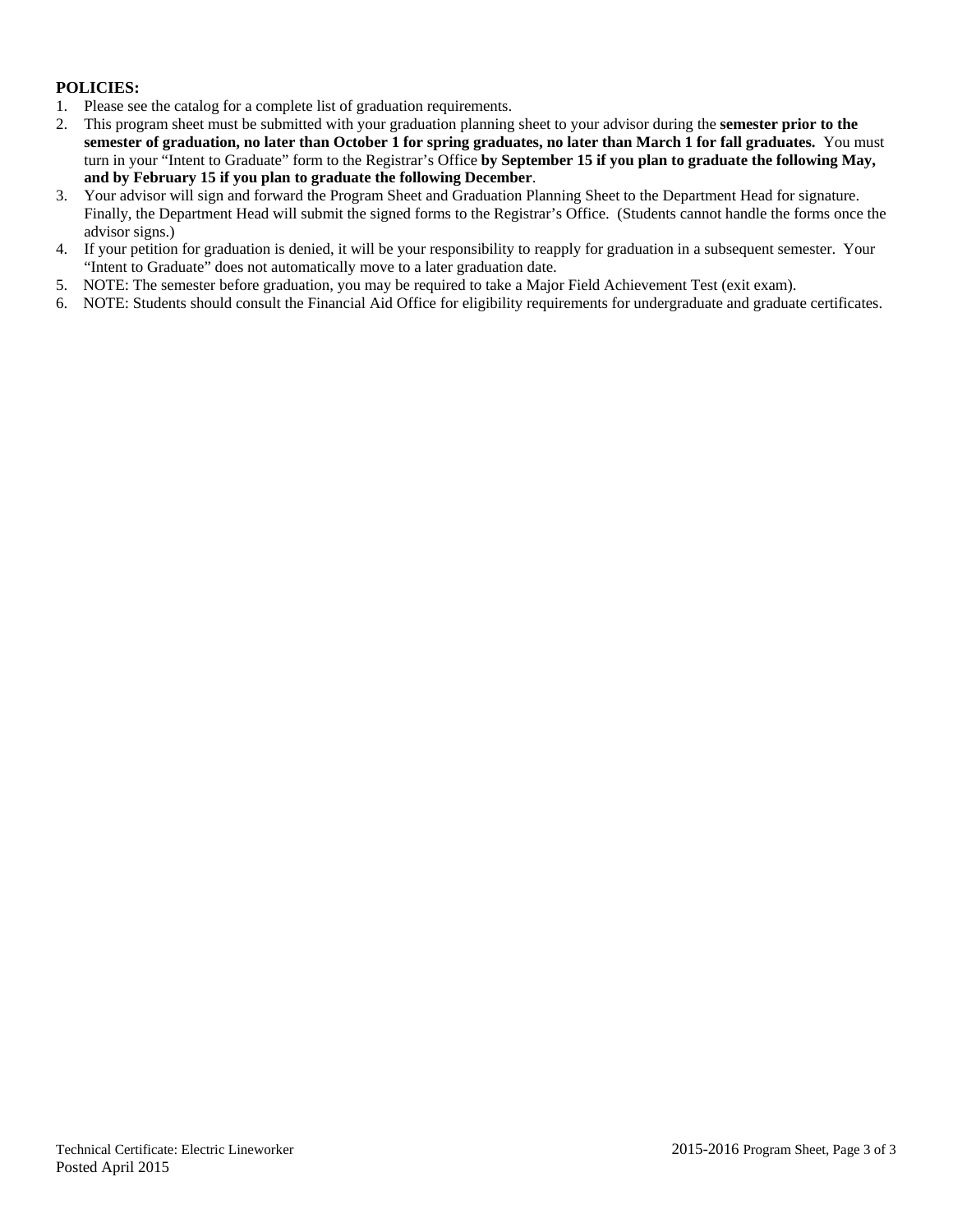**POLICIES:**

1. Please see the catalog for a complete list of graduation requirements.
2. This program sheet must be submitted with your graduation planning sheet to your advisor during the **semester prior to the semester of graduation, no later than October 1 for spring graduates, no later than March 1 for fall graduates.** You must turn in your "Intent to Graduate" form to the Registrar's Office **by September 15 if you plan to graduate the following May, and by February 15 if you plan to graduate the following December**.
3. Your advisor will sign and forward the Program Sheet and Graduation Planning Sheet to the Department Head for signature. Finally, the Department Head will submit the signed forms to the Registrar's Office. (Students cannot handle the forms once the advisor signs.)
4. If your petition for graduation is denied, it will be your responsibility to reapply for graduation in a subsequent semester. Your "Intent to Graduate" does not automatically move to a later graduation date.
5. NOTE: The semester before graduation, you may be required to take a Major Field Achievement Test (exit exam).
6. NOTE: Students should consult the Financial Aid Office for eligibility requirements for undergraduate and graduate certificates.